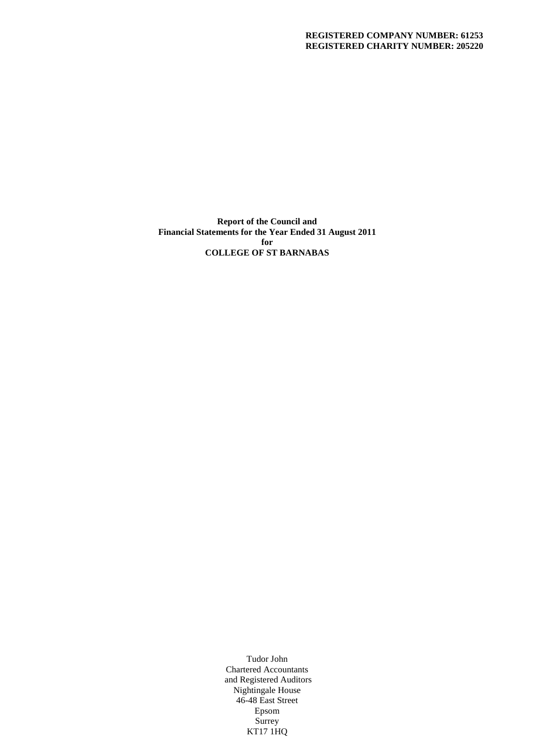**REGISTERED COMPANY NUMBER: 61253**
**REGISTERED CHARITY NUMBER: 205220**

**Report of the Council and**
**Financial Statements for the Year Ended 31 August 2011**
**for**
**COLLEGE OF ST BARNABAS**

Tudor John
Chartered Accountants
and Registered Auditors
Nightingale House
46-48 East Street
Epsom
Surrey
KT17 1HQ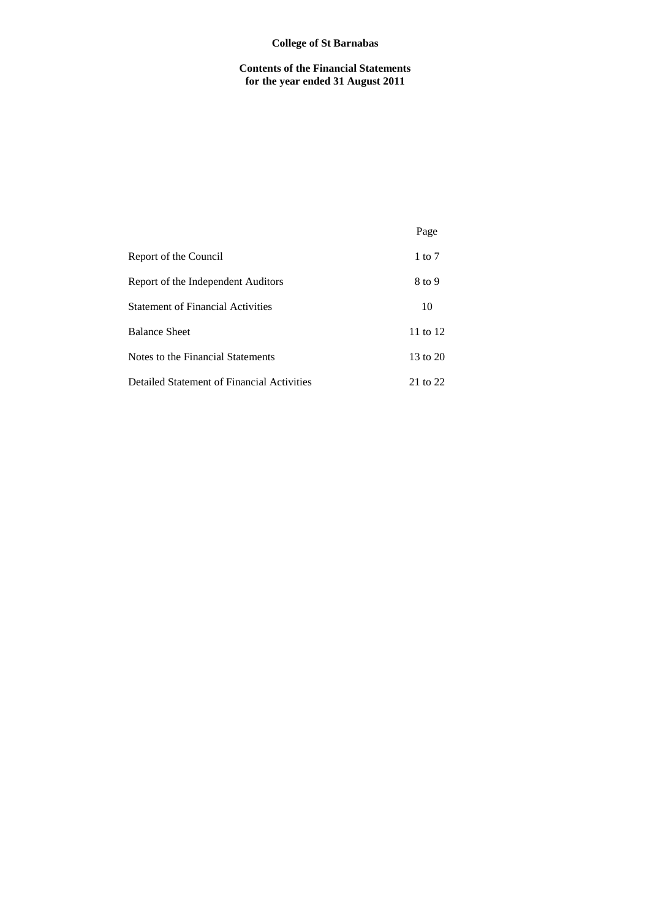**College of St Barnabas**

**Contents of the Financial Statements**
**for the year ended 31 August 2011**

| | Page |
|---|---|
| Report of the Council | 1 to 7 |
| Report of the Independent Auditors | 8 to 9 |
| Statement of Financial Activities | 10 |
| Balance Sheet | 11 to 12 |
| Notes to the Financial Statements | 13 to 20 |
| Detailed Statement of Financial Activities | 21 to 22 |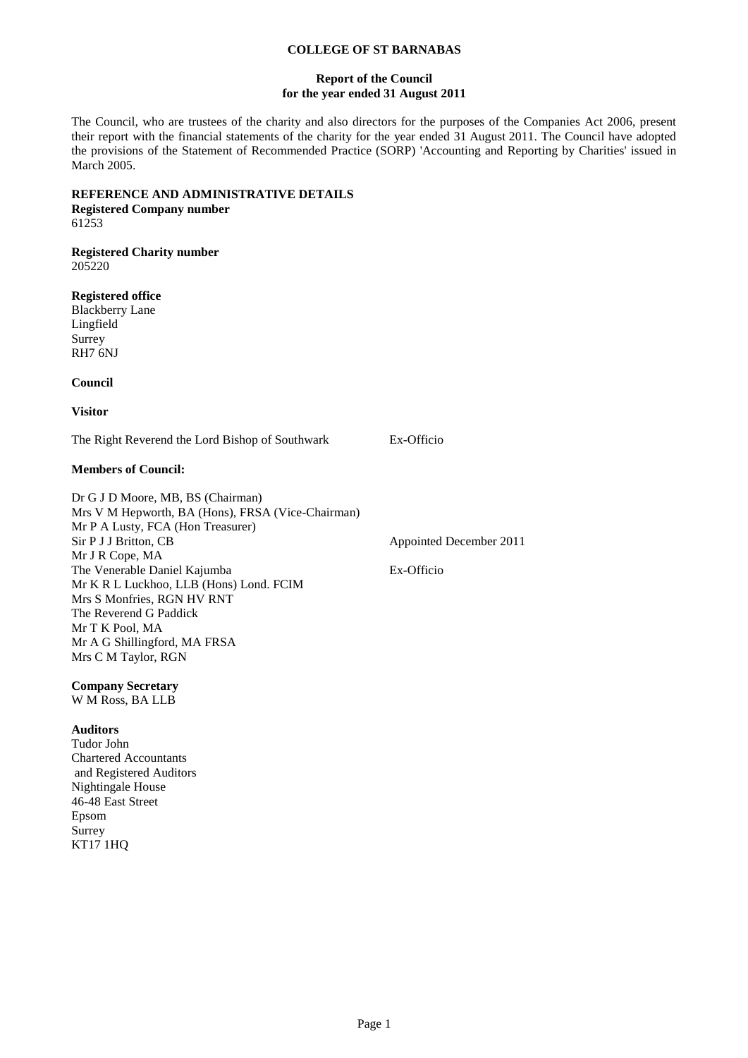**COLLEGE OF ST BARNABAS**

**Report of the Council**
**for the year ended 31 August 2011**

The Council, who are trustees of the charity and also directors for the purposes of the Companies Act 2006, present their report with the financial statements of the charity for the year ended 31 August 2011. The Council have adopted the provisions of the Statement of Recommended Practice (SORP) 'Accounting and Reporting by Charities' issued in March 2005.

**REFERENCE AND ADMINISTRATIVE DETAILS**

**Registered Company number**
61253

**Registered Charity number**
205220

**Registered office**
Blackberry Lane
Lingfield
Surrey
RH7 6NJ

**Council**

**Visitor**

| | |
|---|---|
| The Right Reverend the Lord Bishop of Southwark | Ex-Officio |

**Members of Council:**

| | |
|---|---|
| Dr G J D Moore, MB, BS (Chairman) | |
| Mrs V M Hepworth, BA (Hons), FRSA (Vice-Chairman) | |
| Mr P A Lusty, FCA (Hon Treasurer) | |
| Sir P J J Britton, CB | Appointed December 2011 |
| Mr J R Cope, MA | |
| The Venerable Daniel Kajumba | Ex-Officio |
| Mr K R L Luckhoo, LLB (Hons) Lond. FCIM | |
| Mrs S Monfries, RGN HV RNT | |
| The Reverend G Paddick | |
| Mr T K Pool, MA | |
| Mr A G Shillingford, MA FRSA | |
| Mrs C M Taylor, RGN | |

**Company Secretary**
W M Ross, BA LLB

**Auditors**
Tudor John
Chartered Accountants
and Registered Auditors
Nightingale House
46-48 East Street
Epsom
Surrey
KT17 1HQ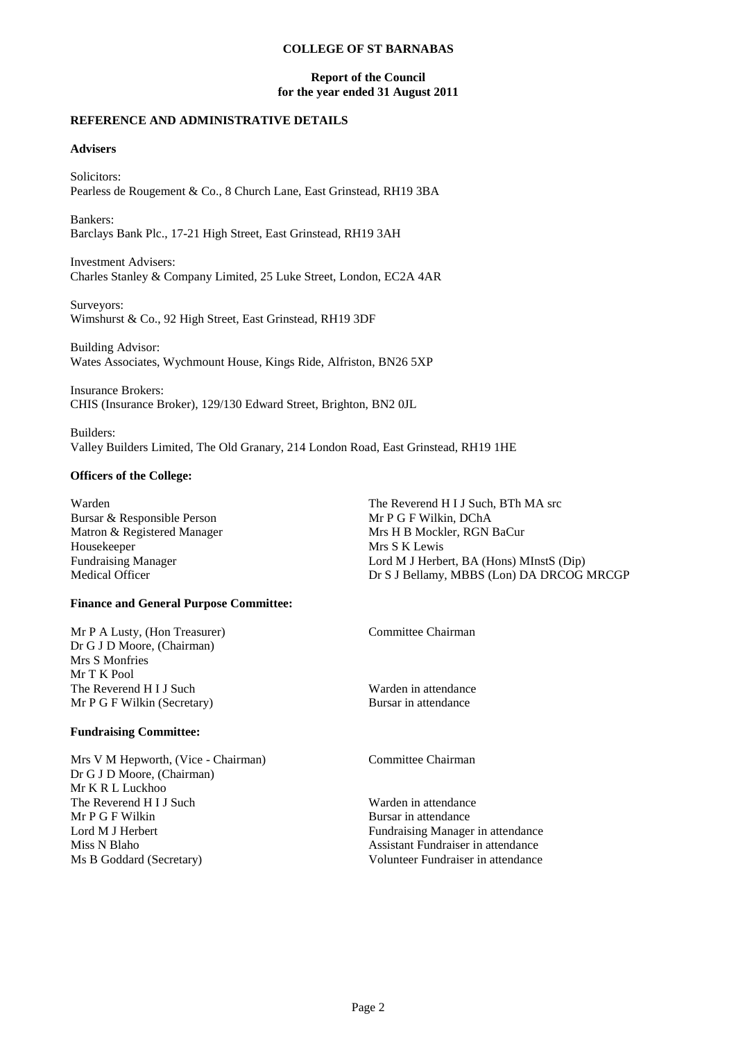# COLLEGE OF ST BARNABAS

## Report of the Council for the year ended 31 August 2011

### REFERENCE AND ADMINISTRATIVE DETAILS

**Advisers**

Solicitors:
Pearless de Rougement & Co., 8 Church Lane, East Grinstead, RH19 3BA

Bankers:
Barclays Bank Plc., 17-21 High Street, East Grinstead, RH19 3AH

Investment Advisers:
Charles Stanley & Company Limited, 25 Luke Street, London, EC2A 4AR

Surveyors:
Wimshurst & Co., 92 High Street, East Grinstead, RH19 3DF

Building Advisor:
Wates Associates, Wychmount House, Kings Ride, Alfriston, BN26 5XP

Insurance Brokers:
CHIS (Insurance Broker), 129/130 Edward Street, Brighton, BN2 0JL

Builders:
Valley Builders Limited, The Old Granary, 214 London Road, East Grinstead, RH19 1HE

**Officers of the College:**

| | |
|---|---|
| Warden | The Reverend H I J Such, BTh MA src |
| Bursar & Responsible Person | Mr P G F Wilkin, DChA |
| Matron & Registered Manager | Mrs H B Mockler, RGN BaCur |
| Housekeeper | Mrs S K Lewis |
| Fundraising Manager | Lord M J Herbert, BA (Hons) MInstS (Dip) |
| Medical Officer | Dr S J Bellamy, MBBS (Lon) DA DRCOG MRCGP |

**Finance and General Purpose Committee:**

| | |
|---|---|
| Mr P A Lusty, (Hon Treasurer) | Committee Chairman |
| Dr G J D Moore, (Chairman) | |
| Mrs S Monfries | |
| Mr T K Pool | |
| The Reverend H I J Such | Warden in attendance |
| Mr P G F Wilkin (Secretary) | Bursar in attendance |

**Fundraising Committee:**

| | |
|---|---|
| Mrs V M Hepworth, (Vice - Chairman) | Committee Chairman |
| Dr G J D Moore, (Chairman) | |
| Mr K R L Luckhoo | |
| The Reverend H I J Such | Warden in attendance |
| Mr P G F Wilkin | Bursar in attendance |
| Lord M J Herbert | Fundraising Manager in attendance |
| Miss N Blaho | Assistant Fundraiser in attendance |
| Ms B Goddard (Secretary) | Volunteer Fundraiser in attendance |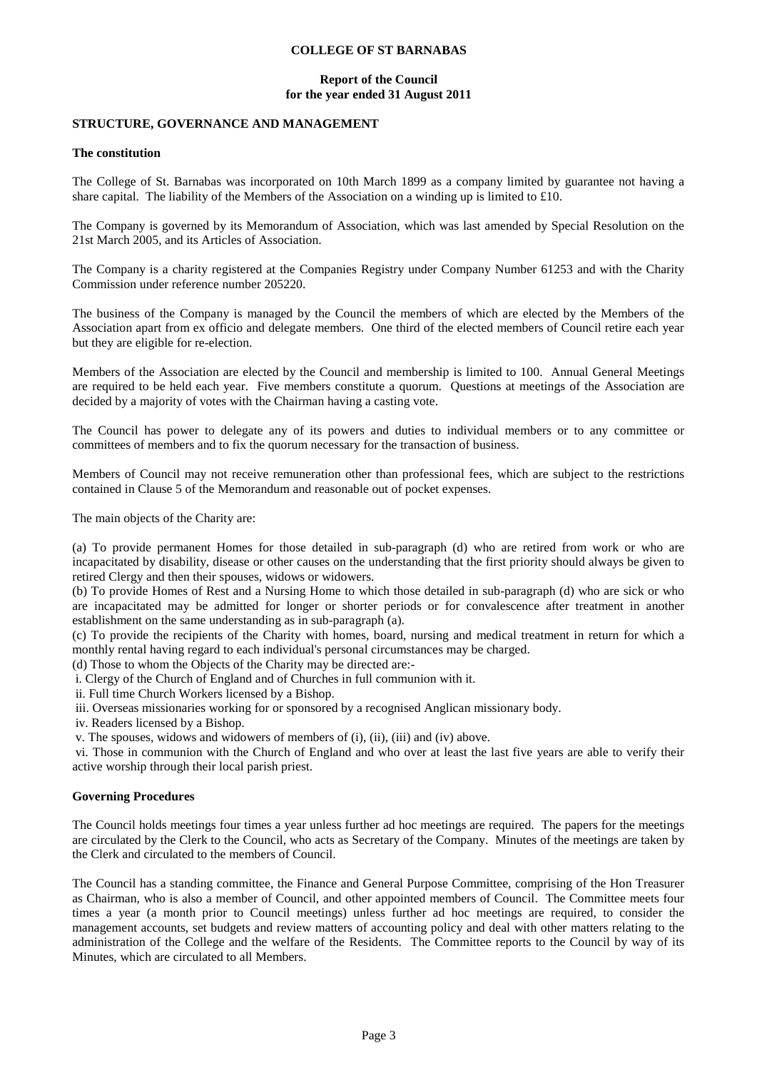**COLLEGE OF ST BARNABAS**

**Report of the Council**
**for the year ended 31 August 2011**

## STRUCTURE, GOVERNANCE AND MANAGEMENT

### The constitution

The College of St. Barnabas was incorporated on 10th March 1899 as a company limited by guarantee not having a share capital. The liability of the Members of the Association on a winding up is limited to £10.

The Company is governed by its Memorandum of Association, which was last amended by Special Resolution on the 21st March 2005, and its Articles of Association.

The Company is a charity registered at the Companies Registry under Company Number 61253 and with the Charity Commission under reference number 205220.

The business of the Company is managed by the Council the members of which are elected by the Members of the Association apart from ex officio and delegate members. One third of the elected members of Council retire each year but they are eligible for re-election.

Members of the Association are elected by the Council and membership is limited to 100. Annual General Meetings are required to be held each year. Five members constitute a quorum. Questions at meetings of the Association are decided by a majority of votes with the Chairman having a casting vote.

The Council has power to delegate any of its powers and duties to individual members or to any committee or committees of members and to fix the quorum necessary for the transaction of business.

Members of Council may not receive remuneration other than professional fees, which are subject to the restrictions contained in Clause 5 of the Memorandum and reasonable out of pocket expenses.

The main objects of the Charity are:

(a) To provide permanent Homes for those detailed in sub-paragraph (d) who are retired from work or who are incapacitated by disability, disease or other causes on the understanding that the first priority should always be given to retired Clergy and then their spouses, widows or widowers.
(b) To provide Homes of Rest and a Nursing Home to which those detailed in sub-paragraph (d) who are sick or who are incapacitated may be admitted for longer or shorter periods or for convalescence after treatment in another establishment on the same understanding as in sub-paragraph (a).
(c) To provide the recipients of the Charity with homes, board, nursing and medical treatment in return for which a monthly rental having regard to each individual's personal circumstances may be charged.
(d) Those to whom the Objects of the Charity may be directed are:-
i. Clergy of the Church of England and of Churches in full communion with it.
ii. Full time Church Workers licensed by a Bishop.
iii. Overseas missionaries working for or sponsored by a recognised Anglican missionary body.
iv. Readers licensed by a Bishop.
v. The spouses, widows and widowers of members of (i), (ii), (iii) and (iv) above.
vi. Those in communion with the Church of England and who over at least the last five years are able to verify their active worship through their local parish priest.

### Governing Procedures

The Council holds meetings four times a year unless further ad hoc meetings are required. The papers for the meetings are circulated by the Clerk to the Council, who acts as Secretary of the Company. Minutes of the meetings are taken by the Clerk and circulated to the members of Council.

The Council has a standing committee, the Finance and General Purpose Committee, comprising of the Hon Treasurer as Chairman, who is also a member of Council, and other appointed members of Council. The Committee meets four times a year (a month prior to Council meetings) unless further ad hoc meetings are required, to consider the management accounts, set budgets and review matters of accounting policy and deal with other matters relating to the administration of the College and the welfare of the Residents. The Committee reports to the Council by way of its Minutes, which are circulated to all Members.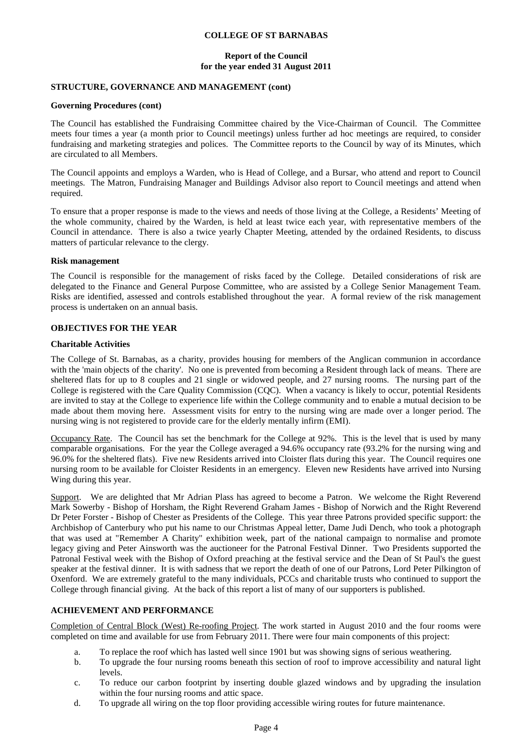**COLLEGE OF ST BARNABAS**

**Report of the Council**
**for the year ended 31 August 2011**

## STRUCTURE, GOVERNANCE AND MANAGEMENT (cont)

### Governing Procedures (cont)

The Council has established the Fundraising Committee chaired by the Vice-Chairman of Council. The Committee meets four times a year (a month prior to Council meetings) unless further ad hoc meetings are required, to consider fundraising and marketing strategies and polices. The Committee reports to the Council by way of its Minutes, which are circulated to all Members.

The Council appoints and employs a Warden, who is Head of College, and a Bursar, who attend and report to Council meetings. The Matron, Fundraising Manager and Buildings Advisor also report to Council meetings and attend when required.

To ensure that a proper response is made to the views and needs of those living at the College, a Residents' Meeting of the whole community, chaired by the Warden, is held at least twice each year, with representative members of the Council in attendance. There is also a twice yearly Chapter Meeting, attended by the ordained Residents, to discuss matters of particular relevance to the clergy.

### Risk management

The Council is responsible for the management of risks faced by the College. Detailed considerations of risk are delegated to the Finance and General Purpose Committee, who are assisted by a College Senior Management Team. Risks are identified, assessed and controls established throughout the year. A formal review of the risk management process is undertaken on an annual basis.

## OBJECTIVES FOR THE YEAR

### Charitable Activities

The College of St. Barnabas, as a charity, provides housing for members of the Anglican communion in accordance with the 'main objects of the charity'. No one is prevented from becoming a Resident through lack of means. There are sheltered flats for up to 8 couples and 21 single or widowed people, and 27 nursing rooms. The nursing part of the College is registered with the Care Quality Commission (CQC). When a vacancy is likely to occur, potential Residents are invited to stay at the College to experience life within the College community and to enable a mutual decision to be made about them moving here. Assessment visits for entry to the nursing wing are made over a longer period. The nursing wing is not registered to provide care for the elderly mentally infirm (EMI).

Occupancy Rate. The Council has set the benchmark for the College at 92%. This is the level that is used by many comparable organisations. For the year the College averaged a 94.6% occupancy rate (93.2% for the nursing wing and 96.0% for the sheltered flats). Five new Residents arrived into Cloister flats during this year. The Council requires one nursing room to be available for Cloister Residents in an emergency. Eleven new Residents have arrived into Nursing Wing during this year.

Support. We are delighted that Mr Adrian Plass has agreed to become a Patron. We welcome the Right Reverend Mark Sowerby - Bishop of Horsham, the Right Reverend Graham James - Bishop of Norwich and the Right Reverend Dr Peter Forster - Bishop of Chester as Presidents of the College. This year three Patrons provided specific support: the Archbishop of Canterbury who put his name to our Christmas Appeal letter, Dame Judi Dench, who took a photograph that was used at "Remember A Charity" exhibition week, part of the national campaign to normalise and promote legacy giving and Peter Ainsworth was the auctioneer for the Patronal Festival Dinner. Two Presidents supported the Patronal Festival week with the Bishop of Oxford preaching at the festival service and the Dean of St Paul's the guest speaker at the festival dinner. It is with sadness that we report the death of one of our Patrons, Lord Peter Pilkington of Oxenford. We are extremely grateful to the many individuals, PCCs and charitable trusts who continued to support the College through financial giving. At the back of this report a list of many of our supporters is published.

## ACHIEVEMENT AND PERFORMANCE

Completion of Central Block (West) Re-roofing Project. The work started in August 2010 and the four rooms were completed on time and available for use from February 2011. There were four main components of this project:

a. To replace the roof which has lasted well since 1901 but was showing signs of serious weathering.
b. To upgrade the four nursing rooms beneath this section of roof to improve accessibility and natural light levels.
c. To reduce our carbon footprint by inserting double glazed windows and by upgrading the insulation within the four nursing rooms and attic space.
d. To upgrade all wiring on the top floor providing accessible wiring routes for future maintenance.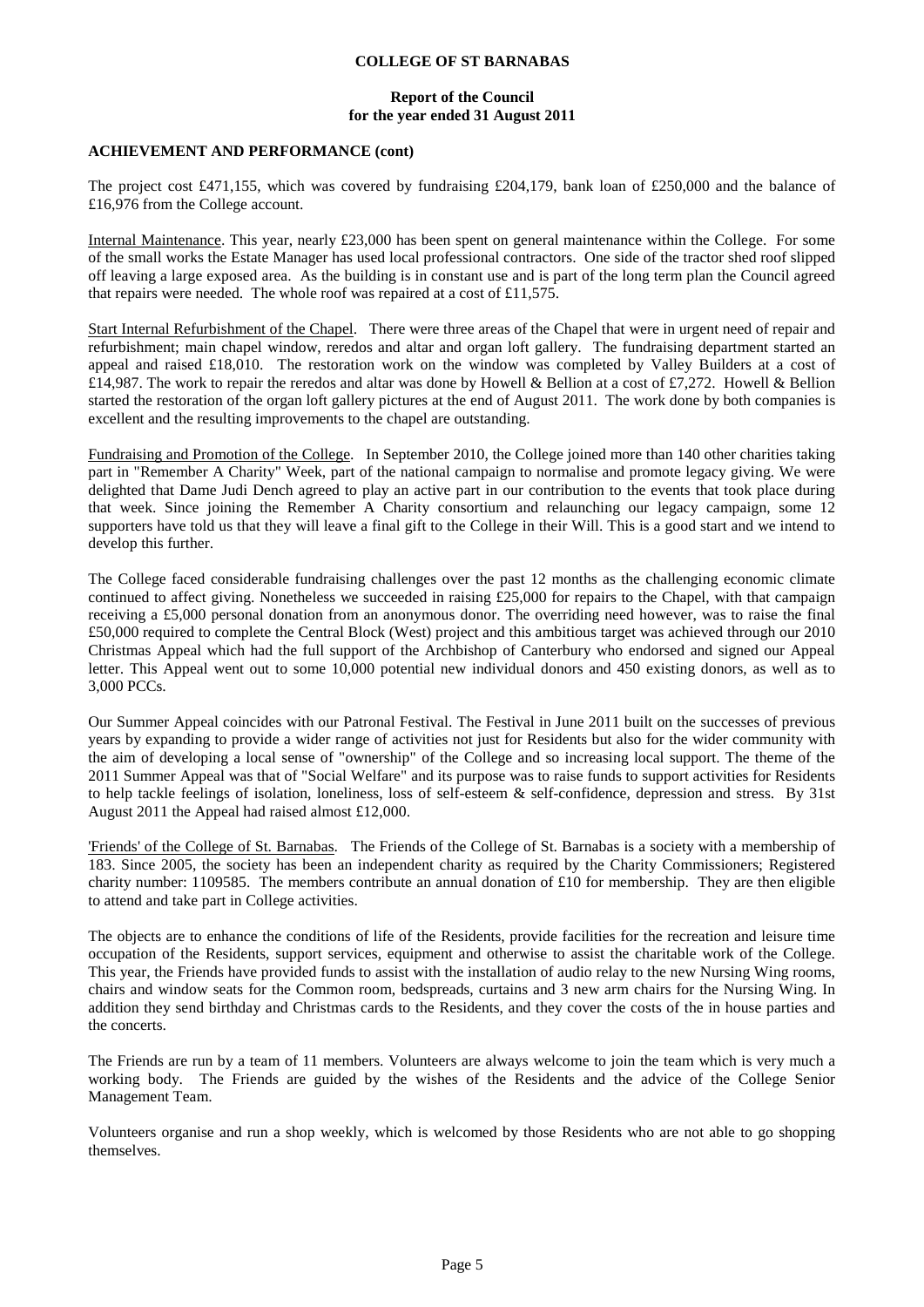### ACHIEVEMENT AND PERFORMANCE (cont)

The project cost £471,155, which was covered by fundraising £204,179, bank loan of £250,000 and the balance of £16,976 from the College account.

Internal Maintenance. This year, nearly £23,000 has been spent on general maintenance within the College. For some of the small works the Estate Manager has used local professional contractors. One side of the tractor shed roof slipped off leaving a large exposed area. As the building is in constant use and is part of the long term plan the Council agreed that repairs were needed. The whole roof was repaired at a cost of £11,575.

Start Internal Refurbishment of the Chapel. There were three areas of the Chapel that were in urgent need of repair and refurbishment; main chapel window, reredos and altar and organ loft gallery. The fundraising department started an appeal and raised £18,010. The restoration work on the window was completed by Valley Builders at a cost of £14,987. The work to repair the reredos and altar was done by Howell & Bellion at a cost of £7,272. Howell & Bellion started the restoration of the organ loft gallery pictures at the end of August 2011. The work done by both companies is excellent and the resulting improvements to the chapel are outstanding.

Fundraising and Promotion of the College. In September 2010, the College joined more than 140 other charities taking part in "Remember A Charity" Week, part of the national campaign to normalise and promote legacy giving. We were delighted that Dame Judi Dench agreed to play an active part in our contribution to the events that took place during that week. Since joining the Remember A Charity consortium and relaunching our legacy campaign, some 12 supporters have told us that they will leave a final gift to the College in their Will. This is a good start and we intend to develop this further.

The College faced considerable fundraising challenges over the past 12 months as the challenging economic climate continued to affect giving. Nonetheless we succeeded in raising £25,000 for repairs to the Chapel, with that campaign receiving a £5,000 personal donation from an anonymous donor. The overriding need however, was to raise the final £50,000 required to complete the Central Block (West) project and this ambitious target was achieved through our 2010 Christmas Appeal which had the full support of the Archbishop of Canterbury who endorsed and signed our Appeal letter. This Appeal went out to some 10,000 potential new individual donors and 450 existing donors, as well as to 3,000 PCCs.

Our Summer Appeal coincides with our Patronal Festival. The Festival in June 2011 built on the successes of previous years by expanding to provide a wider range of activities not just for Residents but also for the wider community with the aim of developing a local sense of "ownership" of the College and so increasing local support. The theme of the 2011 Summer Appeal was that of "Social Welfare" and its purpose was to raise funds to support activities for Residents to help tackle feelings of isolation, loneliness, loss of self-esteem & self-confidence, depression and stress. By 31st August 2011 the Appeal had raised almost £12,000.

'Friends' of the College of St. Barnabas. The Friends of the College of St. Barnabas is a society with a membership of 183. Since 2005, the society has been an independent charity as required by the Charity Commissioners; Registered charity number: 1109585. The members contribute an annual donation of £10 for membership. They are then eligible to attend and take part in College activities.

The objects are to enhance the conditions of life of the Residents, provide facilities for the recreation and leisure time occupation of the Residents, support services, equipment and otherwise to assist the charitable work of the College. This year, the Friends have provided funds to assist with the installation of audio relay to the new Nursing Wing rooms, chairs and window seats for the Common room, bedspreads, curtains and 3 new arm chairs for the Nursing Wing. In addition they send birthday and Christmas cards to the Residents, and they cover the costs of the in house parties and the concerts.

The Friends are run by a team of 11 members. Volunteers are always welcome to join the team which is very much a working body. The Friends are guided by the wishes of the Residents and the advice of the College Senior Management Team.

Volunteers organise and run a shop weekly, which is welcomed by those Residents who are not able to go shopping themselves.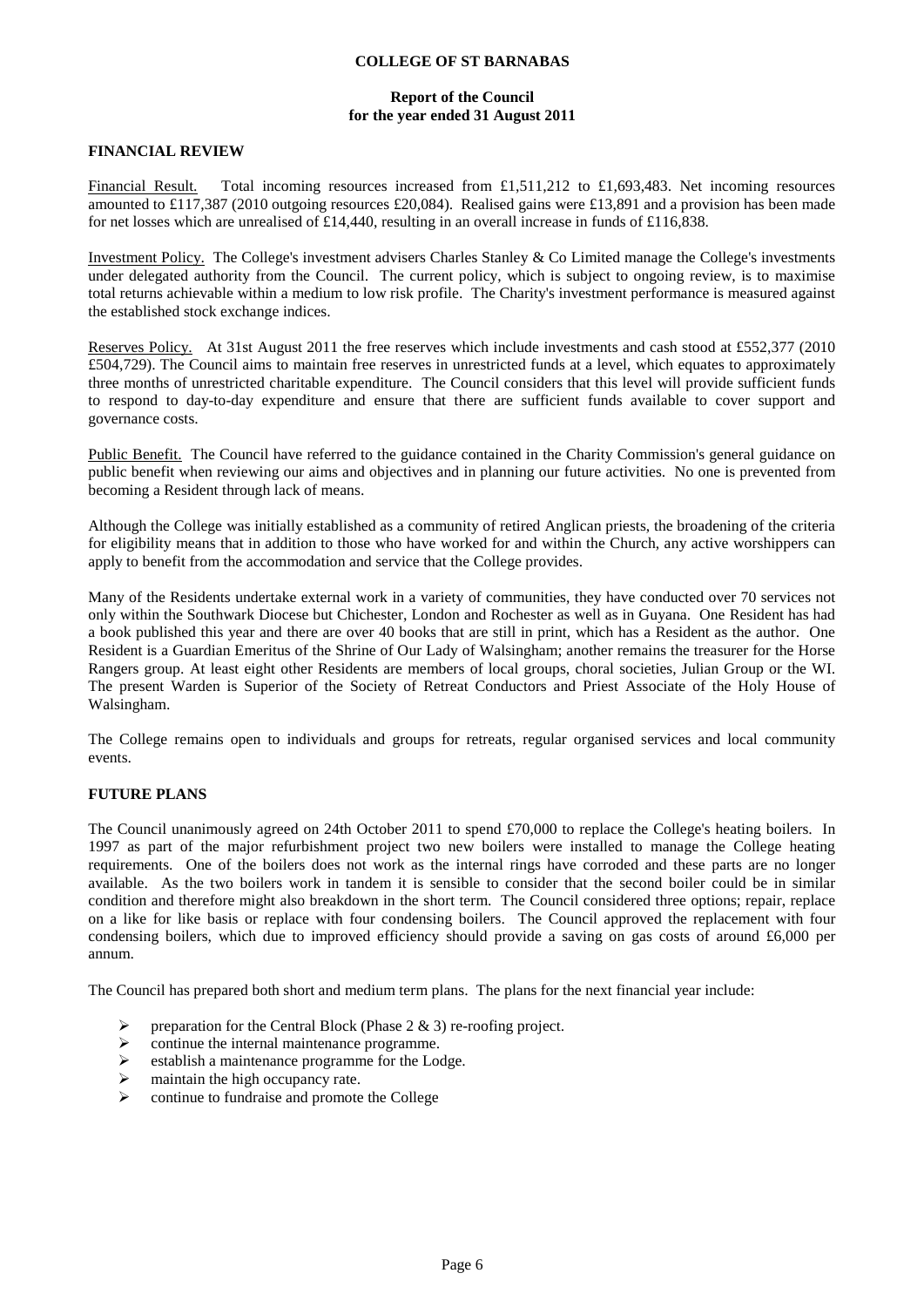## FINANCIAL REVIEW

Financial Result. Total incoming resources increased from £1,511,212 to £1,693,483. Net incoming resources amounted to £117,387 (2010 outgoing resources £20,084). Realised gains were £13,891 and a provision has been made for net losses which are unrealised of £14,440, resulting in an overall increase in funds of £116,838.

Investment Policy. The College's investment advisers Charles Stanley & Co Limited manage the College's investments under delegated authority from the Council. The current policy, which is subject to ongoing review, is to maximise total returns achievable within a medium to low risk profile. The Charity's investment performance is measured against the established stock exchange indices.

Reserves Policy. At 31st August 2011 the free reserves which include investments and cash stood at £552,377 (2010 £504,729). The Council aims to maintain free reserves in unrestricted funds at a level, which equates to approximately three months of unrestricted charitable expenditure. The Council considers that this level will provide sufficient funds to respond to day-to-day expenditure and ensure that there are sufficient funds available to cover support and governance costs.

Public Benefit. The Council have referred to the guidance contained in the Charity Commission's general guidance on public benefit when reviewing our aims and objectives and in planning our future activities. No one is prevented from becoming a Resident through lack of means.

Although the College was initially established as a community of retired Anglican priests, the broadening of the criteria for eligibility means that in addition to those who have worked for and within the Church, any active worshippers can apply to benefit from the accommodation and service that the College provides.

Many of the Residents undertake external work in a variety of communities, they have conducted over 70 services not only within the Southwark Diocese but Chichester, London and Rochester as well as in Guyana. One Resident has had a book published this year and there are over 40 books that are still in print, which has a Resident as the author. One Resident is a Guardian Emeritus of the Shrine of Our Lady of Walsingham; another remains the treasurer for the Horse Rangers group. At least eight other Residents are members of local groups, choral societies, Julian Group or the WI. The present Warden is Superior of the Society of Retreat Conductors and Priest Associate of the Holy House of Walsingham.

The College remains open to individuals and groups for retreats, regular organised services and local community events.

## FUTURE PLANS

The Council unanimously agreed on 24th October 2011 to spend £70,000 to replace the College's heating boilers. In 1997 as part of the major refurbishment project two new boilers were installed to manage the College heating requirements. One of the boilers does not work as the internal rings have corroded and these parts are no longer available. As the two boilers work in tandem it is sensible to consider that the second boiler could be in similar condition and therefore might also breakdown in the short term. The Council considered three options; repair, replace on a like for like basis or replace with four condensing boilers. The Council approved the replacement with four condensing boilers, which due to improved efficiency should provide a saving on gas costs of around £6,000 per annum.

The Council has prepared both short and medium term plans. The plans for the next financial year include:

- preparation for the Central Block (Phase 2 & 3) re-roofing project.
- continue the internal maintenance programme.
- establish a maintenance programme for the Lodge.
- maintain the high occupancy rate.
- continue to fundraise and promote the College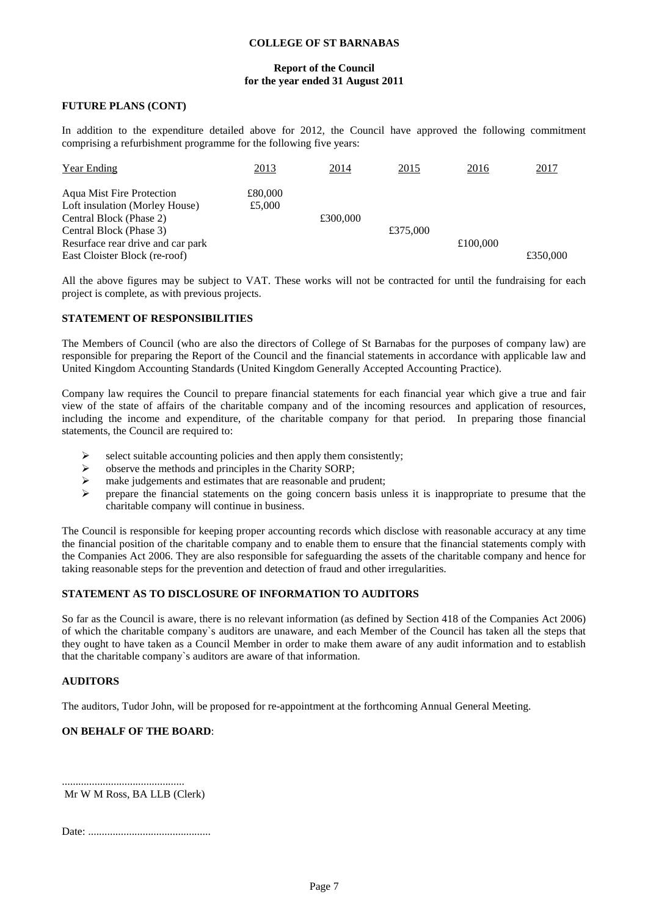**COLLEGE OF ST BARNABAS**

**Report of the Council**
**for the year ended 31 August 2011**

**FUTURE PLANS (CONT)**

In addition to the expenditure detailed above for 2012, the Council have approved the following commitment comprising a refurbishment programme for the following five years:

| Year Ending | 2013 | 2014 | 2015 | 2016 | 2017 |
|---|---|---|---|---|---|
| Aqua Mist Fire Protection | £80,000 | | | | |
| Loft insulation (Morley House) | £5,000 | | | | |
| Central Block (Phase 2) | | £300,000 | | | |
| Central Block (Phase 3) | | | £375,000 | | |
| Resurface rear drive and car park | | | | £100,000 | |
| East Cloister Block (re-roof) | | | | | £350,000 |

All the above figures may be subject to VAT. These works will not be contracted for until the fundraising for each project is complete, as with previous projects.

**STATEMENT OF RESPONSIBILITIES**

The Members of Council (who are also the directors of College of St Barnabas for the purposes of company law) are responsible for preparing the Report of the Council and the financial statements in accordance with applicable law and United Kingdom Accounting Standards (United Kingdom Generally Accepted Accounting Practice).

Company law requires the Council to prepare financial statements for each financial year which give a true and fair view of the state of affairs of the charitable company and of the incoming resources and application of resources, including the income and expenditure, of the charitable company for that period. In preparing those financial statements, the Council are required to:

- select suitable accounting policies and then apply them consistently;
- observe the methods and principles in the Charity SORP;
- make judgements and estimates that are reasonable and prudent;
- prepare the financial statements on the going concern basis unless it is inappropriate to presume that the charitable company will continue in business.

The Council is responsible for keeping proper accounting records which disclose with reasonable accuracy at any time the financial position of the charitable company and to enable them to ensure that the financial statements comply with the Companies Act 2006. They are also responsible for safeguarding the assets of the charitable company and hence for taking reasonable steps for the prevention and detection of fraud and other irregularities.

**STATEMENT AS TO DISCLOSURE OF INFORMATION TO AUDITORS**

So far as the Council is aware, there is no relevant information (as defined by Section 418 of the Companies Act 2006) of which the charitable company`s auditors are unaware, and each Member of the Council has taken all the steps that they ought to have taken as a Council Member in order to make them aware of any audit information and to establish that the charitable company`s auditors are aware of that information.

**AUDITORS**

The auditors, Tudor John, will be proposed for re-appointment at the forthcoming Annual General Meeting.

**ON BEHALF OF THE BOARD**:

............................................
Mr W M Ross, BA LLB (Clerk)

Date: ............................................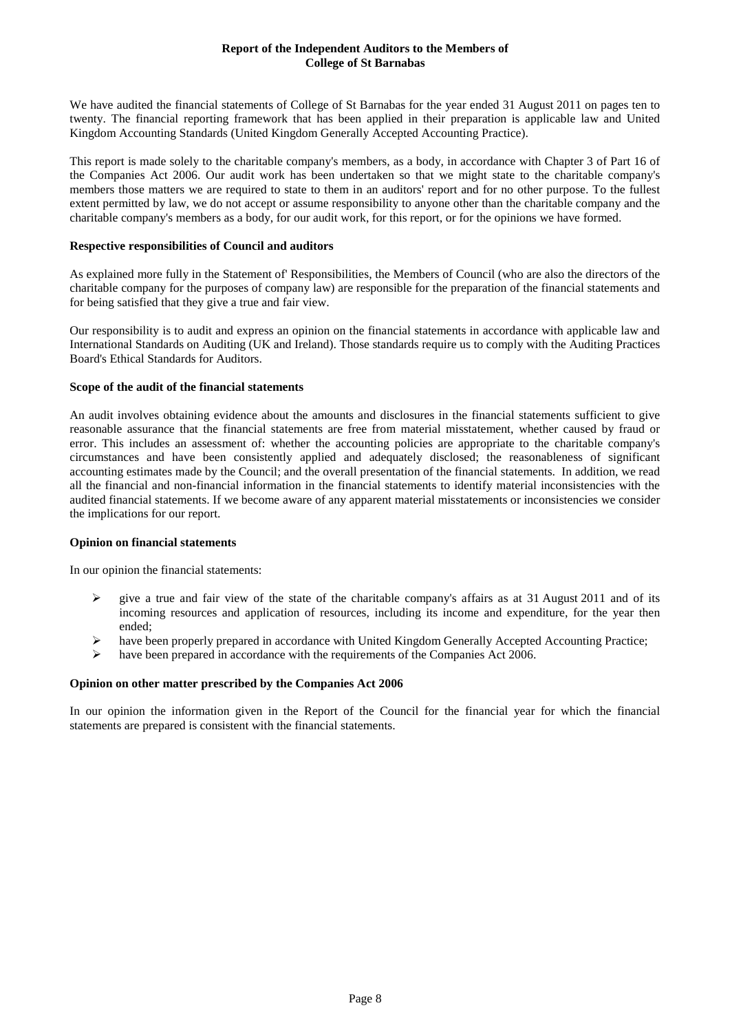# Report of the Independent Auditors to the Members of College of St Barnabas

We have audited the financial statements of College of St Barnabas for the year ended 31 August 2011 on pages ten to twenty. The financial reporting framework that has been applied in their preparation is applicable law and United Kingdom Accounting Standards (United Kingdom Generally Accepted Accounting Practice).

This report is made solely to the charitable company's members, as a body, in accordance with Chapter 3 of Part 16 of the Companies Act 2006. Our audit work has been undertaken so that we might state to the charitable company's members those matters we are required to state to them in an auditors' report and for no other purpose. To the fullest extent permitted by law, we do not accept or assume responsibility to anyone other than the charitable company and the charitable company's members as a body, for our audit work, for this report, or for the opinions we have formed.

## Respective responsibilities of Council and auditors

As explained more fully in the Statement of' Responsibilities, the Members of Council (who are also the directors of the charitable company for the purposes of company law) are responsible for the preparation of the financial statements and for being satisfied that they give a true and fair view.

Our responsibility is to audit and express an opinion on the financial statements in accordance with applicable law and International Standards on Auditing (UK and Ireland). Those standards require us to comply with the Auditing Practices Board's Ethical Standards for Auditors.

## Scope of the audit of the financial statements

An audit involves obtaining evidence about the amounts and disclosures in the financial statements sufficient to give reasonable assurance that the financial statements are free from material misstatement, whether caused by fraud or error. This includes an assessment of: whether the accounting policies are appropriate to the charitable company's circumstances and have been consistently applied and adequately disclosed; the reasonableness of significant accounting estimates made by the Council; and the overall presentation of the financial statements. In addition, we read all the financial and non-financial information in the financial statements to identify material inconsistencies with the audited financial statements. If we become aware of any apparent material misstatements or inconsistencies we consider the implications for our report.

## Opinion on financial statements

In our opinion the financial statements:

- give a true and fair view of the state of the charitable company's affairs as at 31 August 2011 and of its incoming resources and application of resources, including its income and expenditure, for the year then ended;
- have been properly prepared in accordance with United Kingdom Generally Accepted Accounting Practice;
- have been prepared in accordance with the requirements of the Companies Act 2006.

## Opinion on other matter prescribed by the Companies Act 2006

In our opinion the information given in the Report of the Council for the financial year for which the financial statements are prepared is consistent with the financial statements.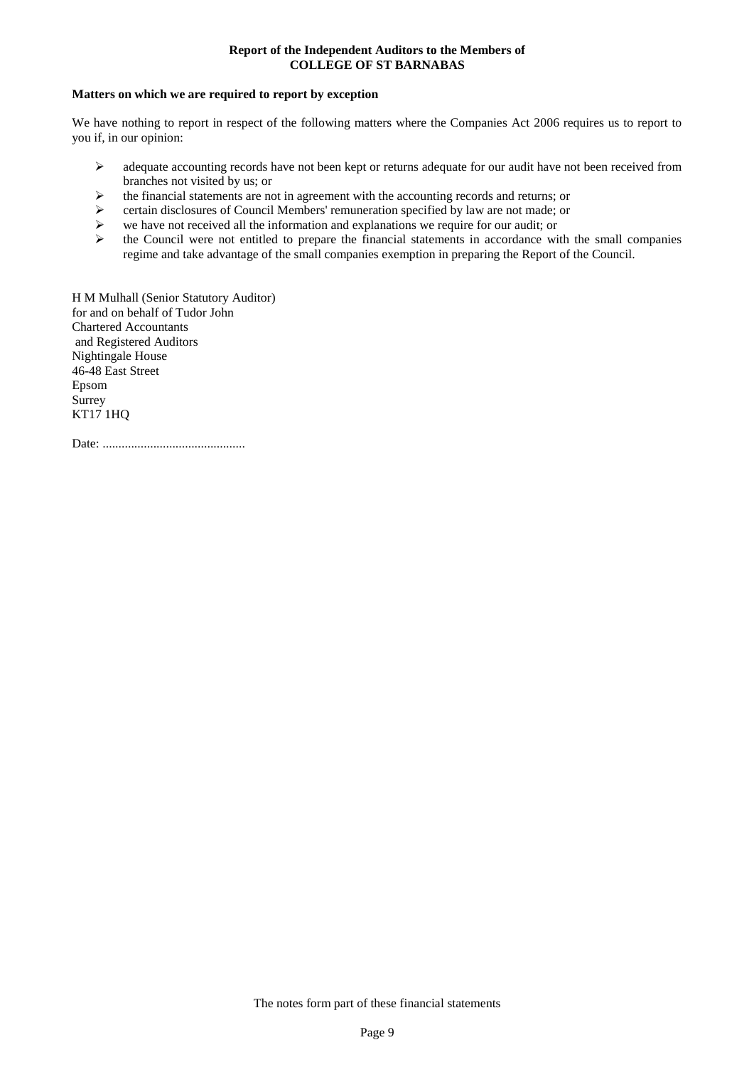**Report of the Independent Auditors to the Members of**
**COLLEGE OF ST BARNABAS**

**Matters on which we are required to report by exception**

We have nothing to report in respect of the following matters where the Companies Act 2006 requires us to report to you if, in our opinion:

- adequate accounting records have not been kept or returns adequate for our audit have not been received from branches not visited by us; or
- the financial statements are not in agreement with the accounting records and returns; or
- certain disclosures of Council Members' remuneration specified by law are not made; or
- we have not received all the information and explanations we require for our audit; or
- the Council were not entitled to prepare the financial statements in accordance with the small companies regime and take advantage of the small companies exemption in preparing the Report of the Council.

H M Mulhall (Senior Statutory Auditor)
for and on behalf of Tudor John
Chartered Accountants
and Registered Auditors
Nightingale House
46-48 East Street
Epsom
Surrey
KT17 1HQ

Date: .............................................

The notes form part of these financial statements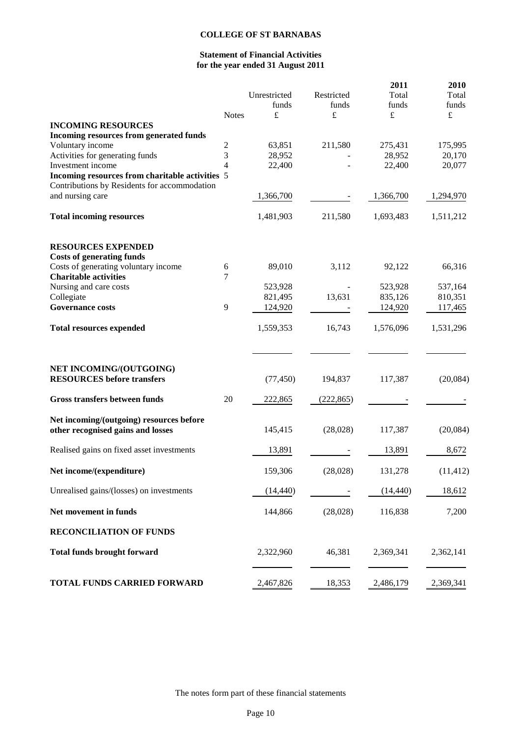# COLLEGE OF ST BARNABAS

## Statement of Financial Activities for the year ended 31 August 2011

| | Notes | Unrestricted funds £ | Restricted funds £ | 2011 Total funds £ | 2010 Total funds £ |
|---|---|---|---|---|---|
| **INCOMING RESOURCES** | | | | | |
| **Incoming resources from generated funds** | | | | | |
| Voluntary income | 2 | 63,851 | 211,580 | 275,431 | 175,995 |
| Activities for generating funds | 3 | 28,952 | - | 28,952 | 20,170 |
| Investment income | 4 | 22,400 | - | 22,400 | 20,077 |
| **Incoming resources from charitable activities** | 5 | | | | |
| Contributions by Residents for accommodation and nursing care | | 1,366,700 | - | 1,366,700 | 1,294,970 |
| **Total incoming resources** | | 1,481,903 | 211,580 | 1,693,483 | 1,511,212 |
| **RESOURCES EXPENDED** | | | | | |
| **Costs of generating funds** | | | | | |
| Costs of generating voluntary income | 6 | 89,010 | 3,112 | 92,122 | 66,316 |
| **Charitable activities** | 7 | | | | |
| Nursing and care costs | | 523,928 | - | 523,928 | 537,164 |
| Collegiate | | 821,495 | 13,631 | 835,126 | 810,351 |
| **Governance costs** | 9 | 124,920 | - | 124,920 | 117,465 |
| **Total resources expended** | | 1,559,353 | 16,743 | 1,576,096 | 1,531,296 |
| **NET INCOMING/(OUTGOING) RESOURCES before transfers** | | (77,450) | 194,837 | 117,387 | (20,084) |
| **Gross transfers between funds** | 20 | 222,865 | (222,865) | - | - |
| **Net incoming/(outgoing) resources before other recognised gains and losses** | | 145,415 | (28,028) | 117,387 | (20,084) |
| Realised gains on fixed asset investments | | 13,891 | - | 13,891 | 8,672 |
| **Net income/(expenditure)** | | 159,306 | (28,028) | 131,278 | (11,412) |
| Unrealised gains/(losses) on investments | | (14,440) | - | (14,440) | 18,612 |
| **Net movement in funds** | | 144,866 | (28,028) | 116,838 | 7,200 |
| **RECONCILIATION OF FUNDS** | | | | | |
| **Total funds brought forward** | | 2,322,960 | 46,381 | 2,369,341 | 2,362,141 |
| **TOTAL FUNDS CARRIED FORWARD** | | 2,467,826 | 18,353 | 2,486,179 | 2,369,341 |

The notes form part of these financial statements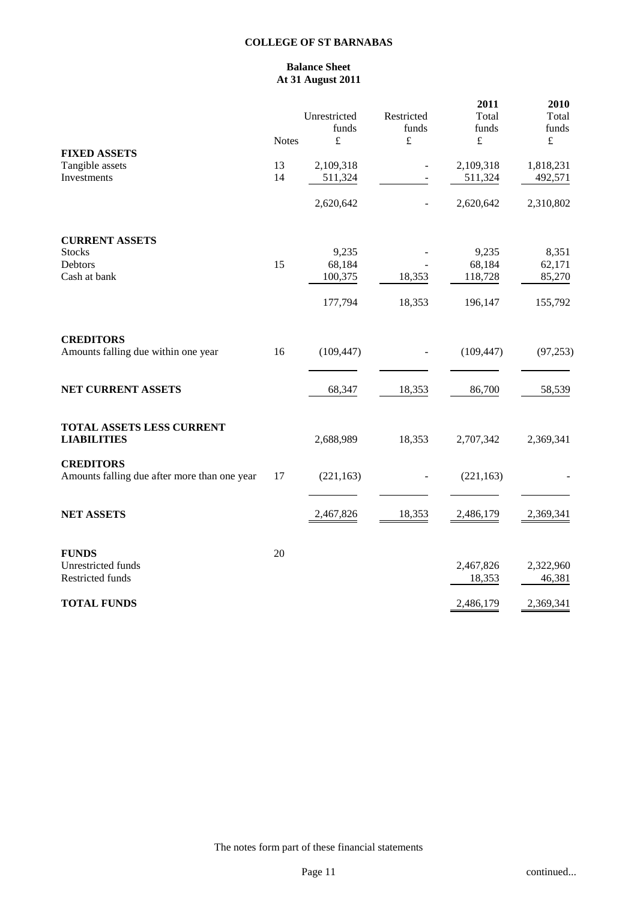# COLLEGE OF ST BARNABAS

## Balance Sheet
## At 31 August 2011

| | Notes | Unrestricted funds £ | Restricted funds £ | 2011 Total funds £ | 2010 Total funds £ |
|---|---|---|---|---|---|
| **FIXED ASSETS** | | | | | |
| Tangible assets | 13 | 2,109,318 | - | 2,109,318 | 1,818,231 |
| Investments | 14 | 511,324 | - | 511,324 | 492,571 |
| | | 2,620,642 | - | 2,620,642 | 2,310,802 |
| **CURRENT ASSETS** | | | | | |
| Stocks | | 9,235 | - | 9,235 | 8,351 |
| Debtors | 15 | 68,184 | - | 68,184 | 62,171 |
| Cash at bank | | 100,375 | 18,353 | 118,728 | 85,270 |
| | | 177,794 | 18,353 | 196,147 | 155,792 |
| **CREDITORS** | | | | | |
| Amounts falling due within one year | 16 | (109,447) | - | (109,447) | (97,253) |
| **NET CURRENT ASSETS** | | 68,347 | 18,353 | 86,700 | 58,539 |
| **TOTAL ASSETS LESS CURRENT LIABILITIES** | | 2,688,989 | 18,353 | 2,707,342 | 2,369,341 |
| **CREDITORS** | | | | | |
| Amounts falling due after more than one year | 17 | (221,163) | - | (221,163) | - |
| **NET ASSETS** | | 2,467,826 | 18,353 | 2,486,179 | 2,369,341 |
| **FUNDS** | 20 | | | | |
| Unrestricted funds | | | | 2,467,826 | 2,322,960 |
| Restricted funds | | | | 18,353 | 46,381 |
| **TOTAL FUNDS** | | | | 2,486,179 | 2,369,341 |

The notes form part of these financial statements

continued...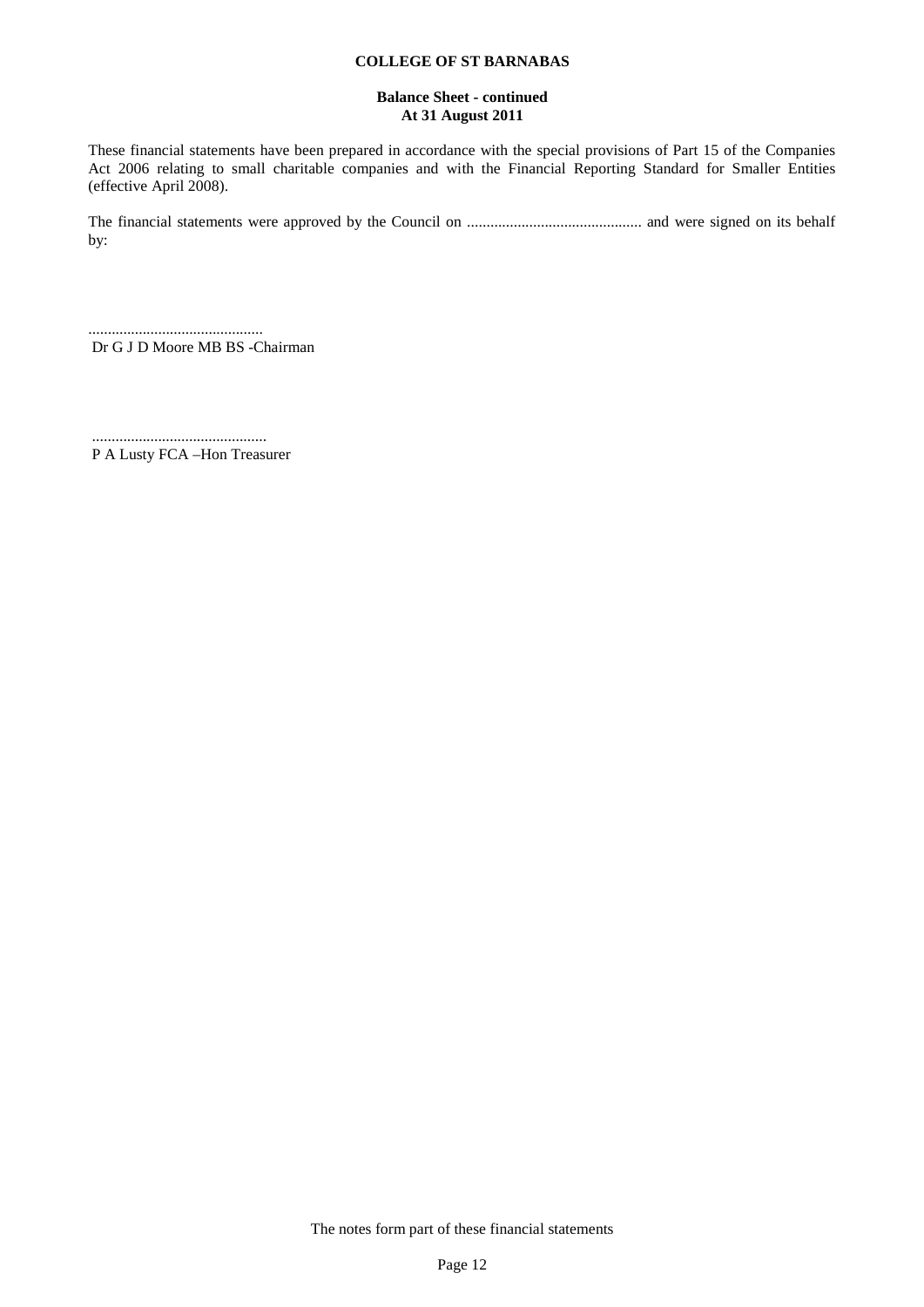**COLLEGE OF ST BARNABAS**

**Balance Sheet - continued**
**At 31 August 2011**

These financial statements have been prepared in accordance with the special provisions of Part 15 of the Companies Act 2006 relating to small charitable companies and with the Financial Reporting Standard for Smaller Entities (effective April 2008).

The financial statements were approved by the Council on ............................................ and were signed on its behalf by:

............................................
Dr G J D Moore MB BS -Chairman

............................................
P A Lusty FCA –Hon Treasurer

The notes form part of these financial statements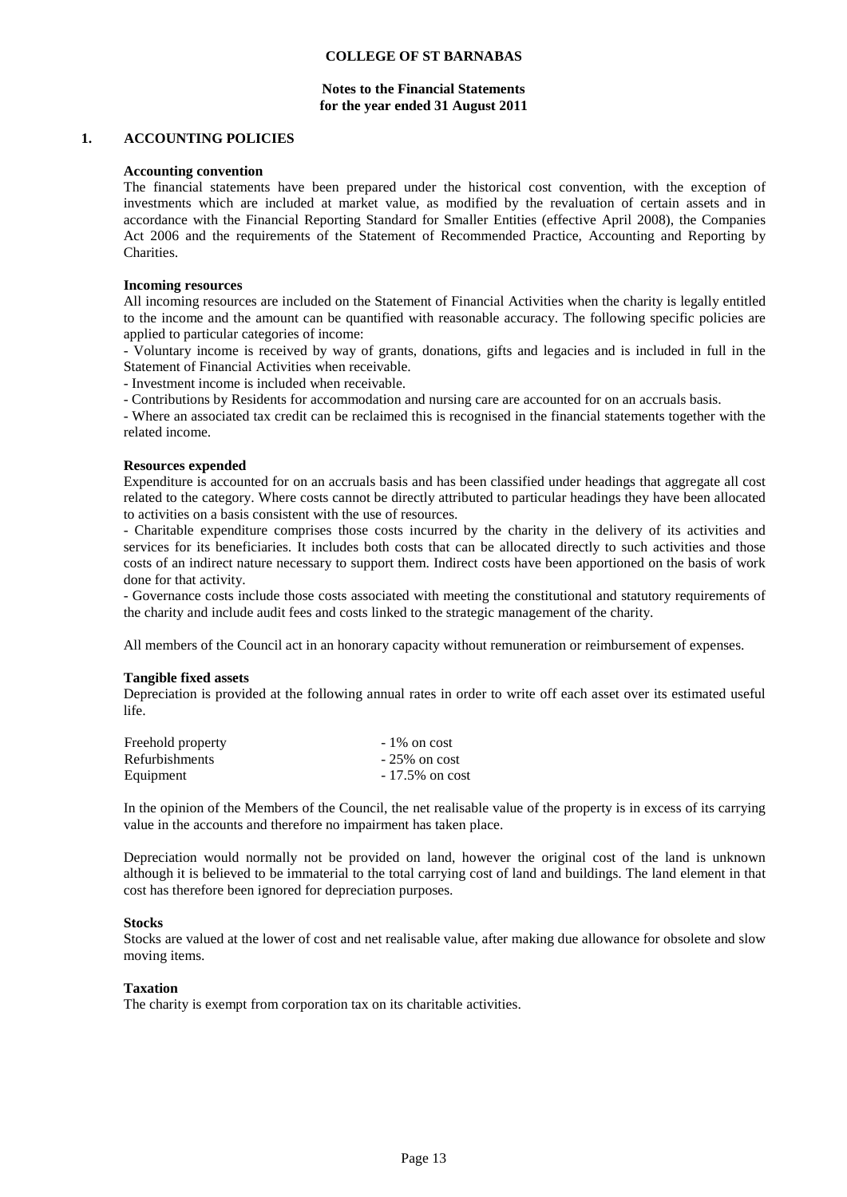**COLLEGE OF ST BARNABAS**

**Notes to the Financial Statements**
**for the year ended 31 August 2011**

## 1. ACCOUNTING POLICIES

**Accounting convention**

The financial statements have been prepared under the historical cost convention, with the exception of investments which are included at market value, as modified by the revaluation of certain assets and in accordance with the Financial Reporting Standard for Smaller Entities (effective April 2008), the Companies Act 2006 and the requirements of the Statement of Recommended Practice, Accounting and Reporting by Charities.

**Incoming resources**

All incoming resources are included on the Statement of Financial Activities when the charity is legally entitled to the income and the amount can be quantified with reasonable accuracy. The following specific policies are applied to particular categories of income:

- Voluntary income is received by way of grants, donations, gifts and legacies and is included in full in the Statement of Financial Activities when receivable.
- Investment income is included when receivable.
- Contributions by Residents for accommodation and nursing care are accounted for on an accruals basis.
- Where an associated tax credit can be reclaimed this is recognised in the financial statements together with the related income.

**Resources expended**

Expenditure is accounted for on an accruals basis and has been classified under headings that aggregate all cost related to the category. Where costs cannot be directly attributed to particular headings they have been allocated to activities on a basis consistent with the use of resources.

- Charitable expenditure comprises those costs incurred by the charity in the delivery of its activities and services for its beneficiaries. It includes both costs that can be allocated directly to such activities and those costs of an indirect nature necessary to support them. Indirect costs have been apportioned on the basis of work done for that activity.
- Governance costs include those costs associated with meeting the constitutional and statutory requirements of the charity and include audit fees and costs linked to the strategic management of the charity.

All members of the Council act in an honorary capacity without remuneration or reimbursement of expenses.

**Tangible fixed assets**

Depreciation is provided at the following annual rates in order to write off each asset over its estimated useful life.

| | |
|---|---|
| Freehold property | - 1% on cost |
| Refurbishments | - 25% on cost |
| Equipment | - 17.5% on cost |

In the opinion of the Members of the Council, the net realisable value of the property is in excess of its carrying value in the accounts and therefore no impairment has taken place.

Depreciation would normally not be provided on land, however the original cost of the land is unknown although it is believed to be immaterial to the total carrying cost of land and buildings. The land element in that cost has therefore been ignored for depreciation purposes.

**Stocks**

Stocks are valued at the lower of cost and net realisable value, after making due allowance for obsolete and slow moving items.

**Taxation**

The charity is exempt from corporation tax on its charitable activities.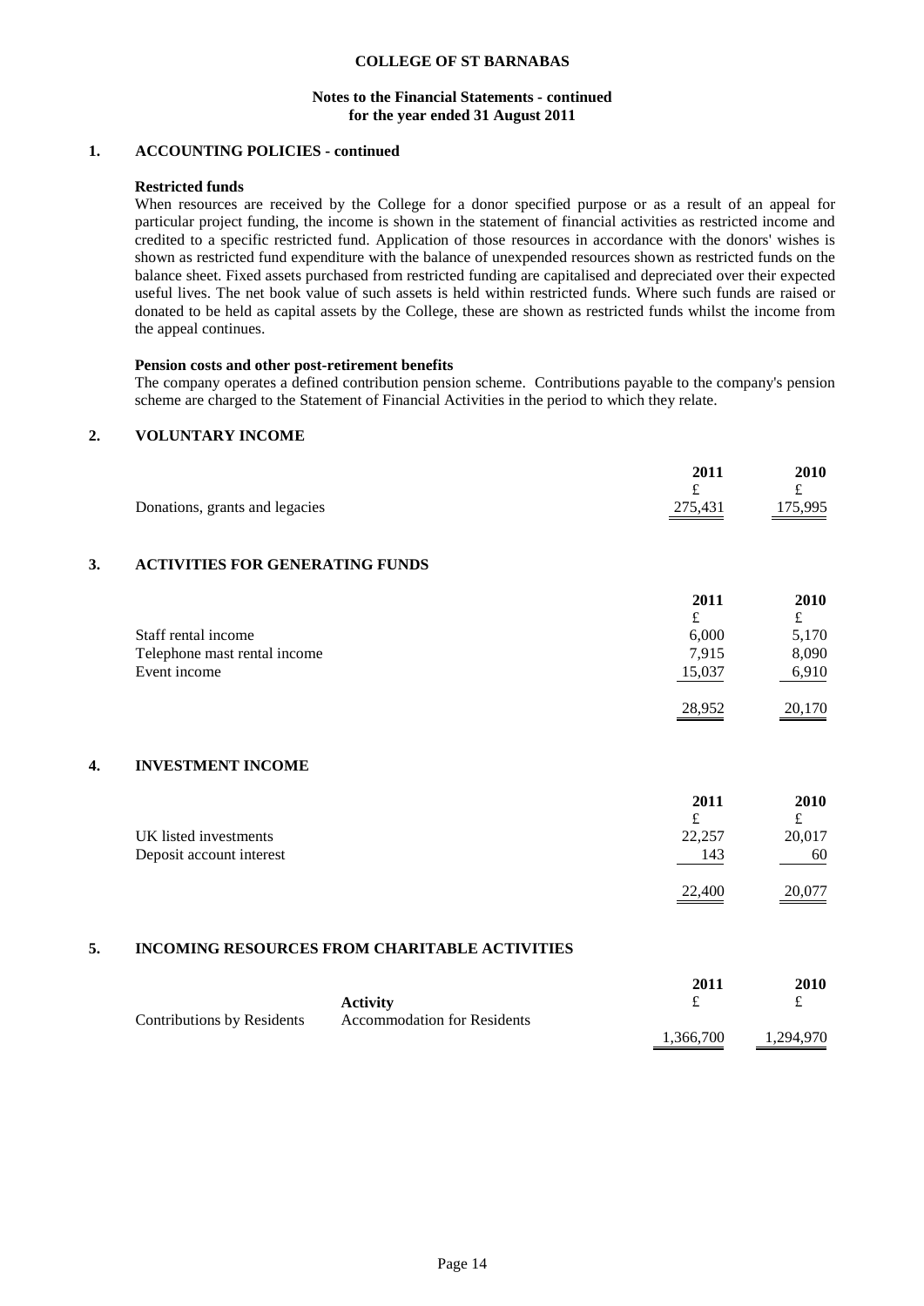**COLLEGE OF ST BARNABAS**

**Notes to the Financial Statements - continued**
**for the year ended 31 August 2011**

## 1. ACCOUNTING POLICIES - continued

**Restricted funds**

When resources are received by the College for a donor specified purpose or as a result of an appeal for particular project funding, the income is shown in the statement of financial activities as restricted income and credited to a specific restricted fund. Application of those resources in accordance with the donors' wishes is shown as restricted fund expenditure with the balance of unexpended resources shown as restricted funds on the balance sheet. Fixed assets purchased from restricted funding are capitalised and depreciated over their expected useful lives. The net book value of such assets is held within restricted funds. Where such funds are raised or donated to be held as capital assets by the College, these are shown as restricted funds whilst the income from the appeal continues.

**Pension costs and other post-retirement benefits**

The company operates a defined contribution pension scheme. Contributions payable to the company's pension scheme are charged to the Statement of Financial Activities in the period to which they relate.

## 2. VOLUNTARY INCOME

| | 2011 | 2010 |
|---|---|---|
| | £ | £ |
| Donations, grants and legacies | 275,431 | 175,995 |

## 3. ACTIVITIES FOR GENERATING FUNDS

| | 2011 | 2010 |
|---|---|---|
| | £ | £ |
| Staff rental income | 6,000 | 5,170 |
| Telephone mast rental income | 7,915 | 8,090 |
| Event income | 15,037 | 6,910 |
| | 28,952 | 20,170 |

## 4. INVESTMENT INCOME

| | 2011 | 2010 |
|---|---|---|
| | £ | £ |
| UK listed investments | 22,257 | 20,017 |
| Deposit account interest | 143 | 60 |
| | 22,400 | 20,077 |

## 5. INCOMING RESOURCES FROM CHARITABLE ACTIVITIES

| | Activity | 2011 £ | 2010 £ |
|---|---|---|---|
| Contributions by Residents | Accommodation for Residents | 1,366,700 | 1,294,970 |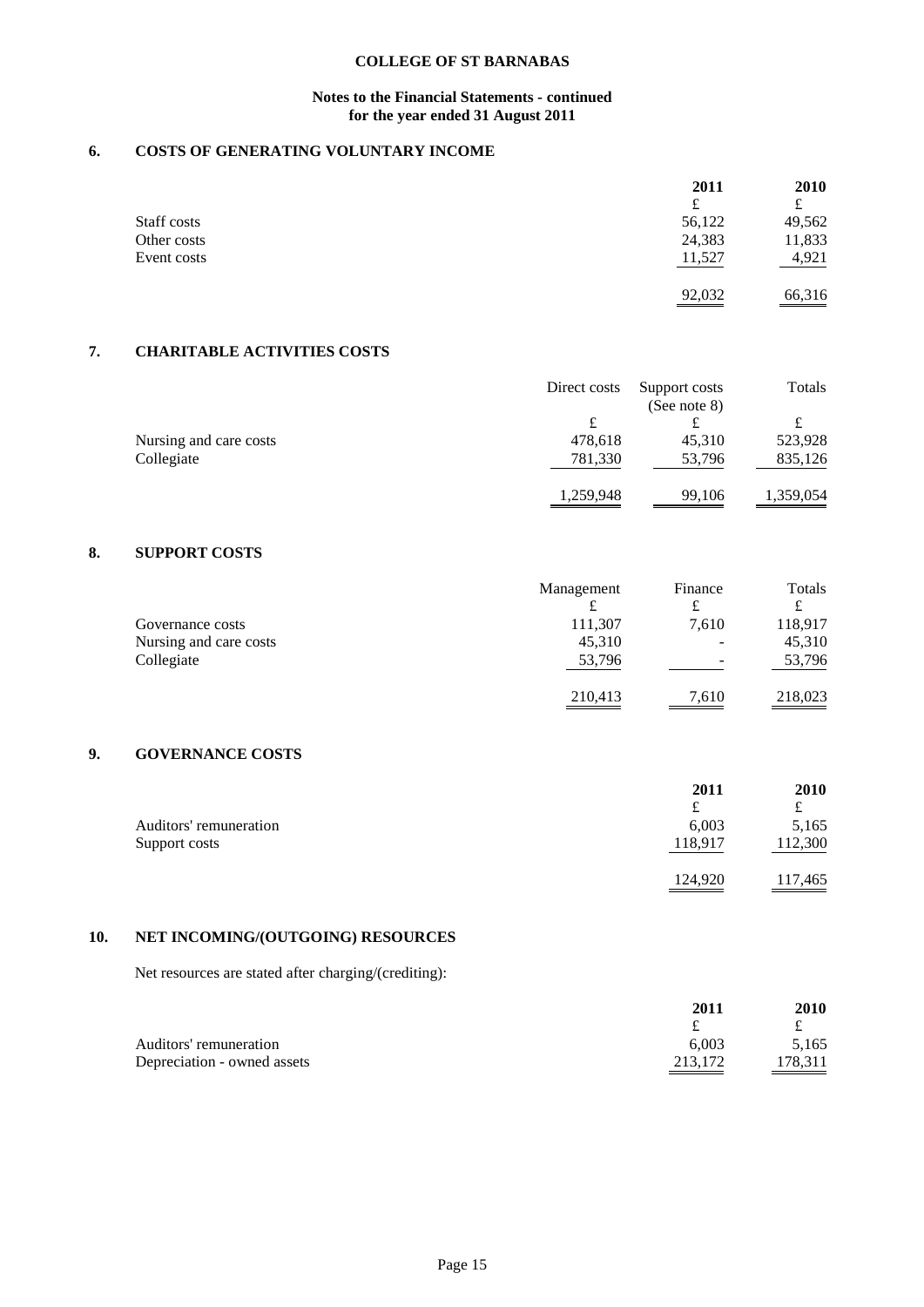**COLLEGE OF ST BARNABAS**

**Notes to the Financial Statements - continued**
**for the year ended 31 August 2011**

## 6. COSTS OF GENERATING VOLUNTARY INCOME

| | 2011 | 2010 |
|---|---|---|
| | £ | £ |
| Staff costs | 56,122 | 49,562 |
| Other costs | 24,383 | 11,833 |
| Event costs | 11,527 | 4,921 |
| | 92,032 | 66,316 |

## 7. CHARITABLE ACTIVITIES COSTS

| | Direct costs | Support costs (See note 8) | Totals |
|---|---|---|---|
| | £ | £ | £ |
| Nursing and care costs | 478,618 | 45,310 | 523,928 |
| Collegiate | 781,330 | 53,796 | 835,126 |
| | 1,259,948 | 99,106 | 1,359,054 |

## 8. SUPPORT COSTS

| | Management | Finance | Totals |
|---|---|---|---|
| | £ | £ | £ |
| Governance costs | 111,307 | 7,610 | 118,917 |
| Nursing and care costs | 45,310 | - | 45,310 |
| Collegiate | 53,796 | - | 53,796 |
| | 210,413 | 7,610 | 218,023 |

## 9. GOVERNANCE COSTS

| | 2011 | 2010 |
|---|---|---|
| | £ | £ |
| Auditors' remuneration | 6,003 | 5,165 |
| Support costs | 118,917 | 112,300 |
| | 124,920 | 117,465 |

## 10. NET INCOMING/(OUTGOING) RESOURCES

Net resources are stated after charging/(crediting):

| | 2011 | 2010 |
|---|---|---|
| | £ | £ |
| Auditors' remuneration | 6,003 | 5,165 |
| Depreciation - owned assets | 213,172 | 178,311 |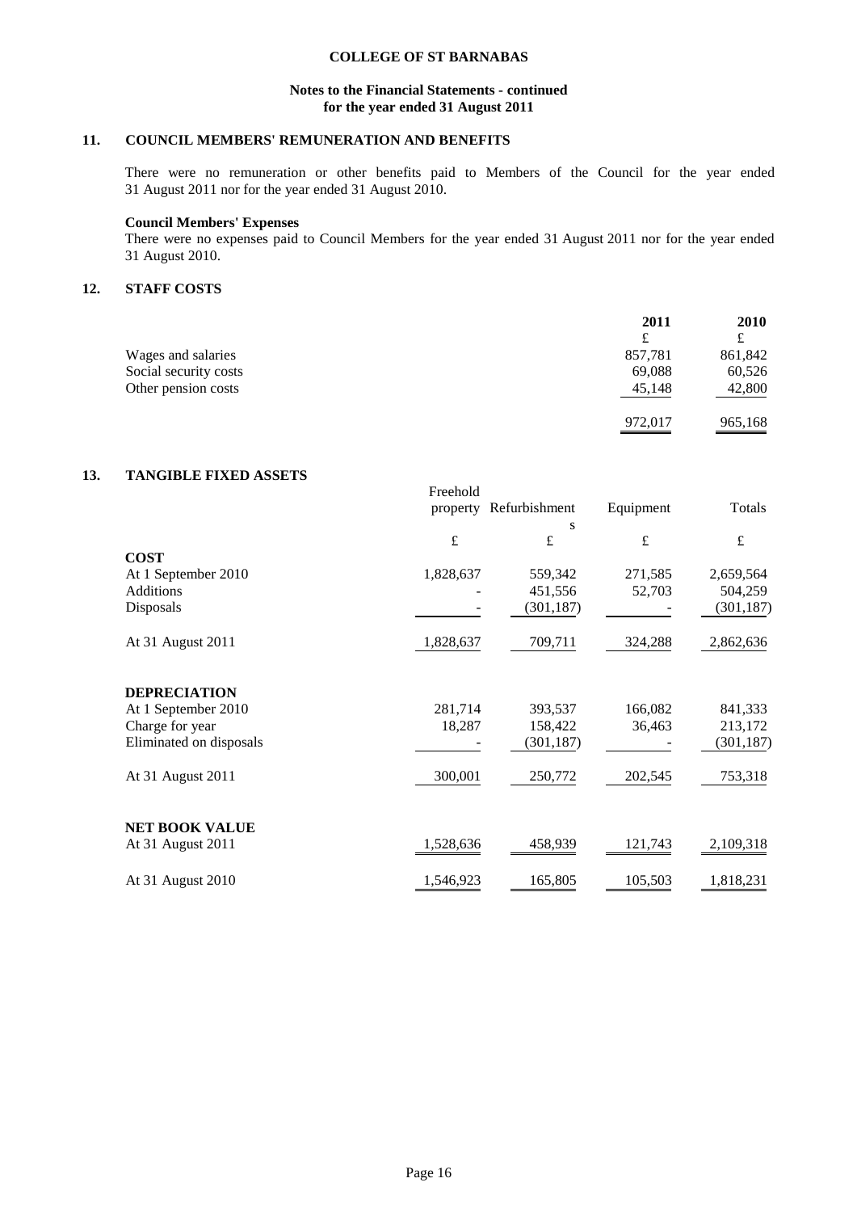## 11. COUNCIL MEMBERS' REMUNERATION AND BENEFITS

There were no remuneration or other benefits paid to Members of the Council for the year ended 31 August 2011 nor for the year ended 31 August 2010.

**Council Members' Expenses**

There were no expenses paid to Council Members for the year ended 31 August 2011 nor for the year ended 31 August 2010.

## 12. STAFF COSTS

| | 2011 | 2010 |
|---|---|---|
| | £ | £ |
| Wages and salaries | 857,781 | 861,842 |
| Social security costs | 69,088 | 60,526 |
| Other pension costs | 45,148 | 42,800 |
| | 972,017 | 965,168 |

## 13. TANGIBLE FIXED ASSETS

| | Freehold property | Refurbishments | Equipment | Totals |
|---|---|---|---|---|
| | £ | £ | £ | £ |
| **COST** | | | | |
| At 1 September 2010 | 1,828,637 | 559,342 | 271,585 | 2,659,564 |
| Additions | - | 451,556 | 52,703 | 504,259 |
| Disposals | - | (301,187) | - | (301,187) |
| At 31 August 2011 | 1,828,637 | 709,711 | 324,288 | 2,862,636 |
| **DEPRECIATION** | | | | |
| At 1 September 2010 | 281,714 | 393,537 | 166,082 | 841,333 |
| Charge for year | 18,287 | 158,422 | 36,463 | 213,172 |
| Eliminated on disposals | - | (301,187) | - | (301,187) |
| At 31 August 2011 | 300,001 | 250,772 | 202,545 | 753,318 |
| **NET BOOK VALUE** | | | | |
| At 31 August 2011 | 1,528,636 | 458,939 | 121,743 | 2,109,318 |
| At 31 August 2010 | 1,546,923 | 165,805 | 105,503 | 1,818,231 |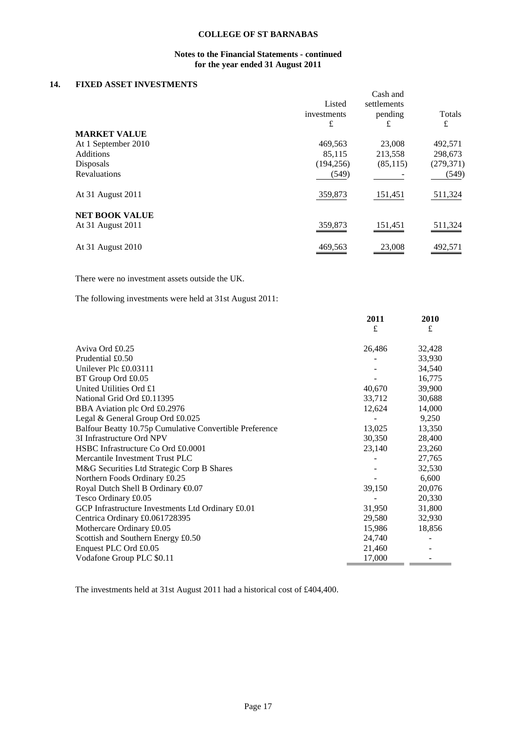# COLLEGE OF ST BARNABAS

## Notes to the Financial Statements - continued
## for the year ended 31 August 2011

### 14. FIXED ASSET INVESTMENTS

| | Listed investments £ | Cash and settlements pending £ | Totals £ |
|---|---|---|---|
| **MARKET VALUE** | | | |
| At 1 September 2010 | 469,563 | 23,008 | 492,571 |
| Additions | 85,115 | 213,558 | 298,673 |
| Disposals | (194,256) | (85,115) | (279,371) |
| Revaluations | (549) | - | (549) |
| At 31 August 2011 | 359,873 | 151,451 | 511,324 |
| **NET BOOK VALUE** | | | |
| At 31 August 2011 | 359,873 | 151,451 | 511,324 |
| At 31 August 2010 | 469,563 | 23,008 | 492,571 |

There were no investment assets outside the UK.

The following investments were held at 31st August 2011:

| | **2011** £ | **2010** £ |
|---|---|---|
| Aviva Ord £0.25 | 26,486 | 32,428 |
| Prudential £0.50 | - | 33,930 |
| Unilever Plc £0.03111 | - | 34,540 |
| BT Group Ord £0.05 | - | 16,775 |
| United Utilities Ord £1 | 40,670 | 39,900 |
| National Grid Ord £0.11395 | 33,712 | 30,688 |
| BBA Aviation plc Ord £0.2976 | 12,624 | 14,000 |
| Legal & General Group Ord £0.025 | - | 9,250 |
| Balfour Beatty 10.75p Cumulative Convertible Preference | 13,025 | 13,350 |
| 3I Infrastructure Ord NPV | 30,350 | 28,400 |
| HSBC Infrastructure Co Ord £0.0001 | 23,140 | 23,260 |
| Mercantile Investment Trust PLC | - | 27,765 |
| M&G Securities Ltd Strategic Corp B Shares | - | 32,530 |
| Northern Foods Ordinary £0.25 | - | 6,600 |
| Royal Dutch Shell B Ordinary €0.07 | 39,150 | 20,076 |
| Tesco Ordinary £0.05 | - | 20,330 |
| GCP Infrastructure Investments Ltd Ordinary £0.01 | 31,950 | 31,800 |
| Centrica Ordinary £0.061728395 | 29,580 | 32,930 |
| Mothercare Ordinary £0.05 | 15,986 | 18,856 |
| Scottish and Southern Energy £0.50 | 24,740 | - |
| Enquest PLC Ord £0.05 | 21,460 | - |
| Vodafone Group PLC $0.11 | 17,000 | - |

The investments held at 31st August 2011 had a historical cost of £404,400.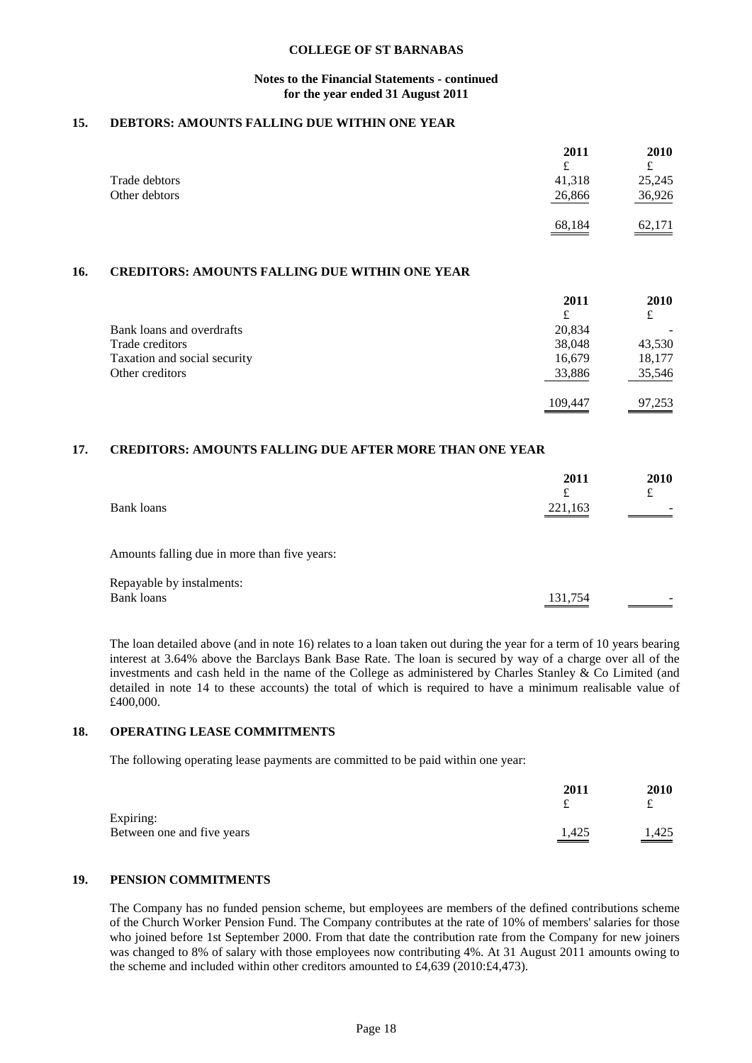**Notes to the Financial Statements - continued for the year ended 31 August 2011**

## 15. DEBTORS: AMOUNTS FALLING DUE WITHIN ONE YEAR

| | 2011 | 2010 |
|---|---|---|
| | £ | £ |
| Trade debtors | 41,318 | 25,245 |
| Other debtors | 26,866 | 36,926 |
| | 68,184 | 62,171 |

## 16. CREDITORS: AMOUNTS FALLING DUE WITHIN ONE YEAR

| | 2011 | 2010 |
|---|---|---|
| | £ | £ |
| Bank loans and overdrafts | 20,834 | - |
| Trade creditors | 38,048 | 43,530 |
| Taxation and social security | 16,679 | 18,177 |
| Other creditors | 33,886 | 35,546 |
| | 109,447 | 97,253 |

## 17. CREDITORS: AMOUNTS FALLING DUE AFTER MORE THAN ONE YEAR

| | 2011 | 2010 |
|---|---|---|
| | £ | £ |
| Bank loans | 221,163 | - |

Amounts falling due in more than five years:

| | 2011 | 2010 |
|---|---|---|
| Repayable by instalments: | | |
| Bank loans | 131,754 | - |

The loan detailed above (and in note 16) relates to a loan taken out during the year for a term of 10 years bearing interest at 3.64% above the Barclays Bank Base Rate. The loan is secured by way of a charge over all of the investments and cash held in the name of the College as administered by Charles Stanley & Co Limited (and detailed in note 14 to these accounts) the total of which is required to have a minimum realisable value of £400,000.

## 18. OPERATING LEASE COMMITMENTS

The following operating lease payments are committed to be paid within one year:

| | 2011 | 2010 |
|---|---|---|
| | £ | £ |
| Expiring: | | |
| Between one and five years | 1,425 | 1,425 |

## 19. PENSION COMMITMENTS

The Company has no funded pension scheme, but employees are members of the defined contributions scheme of the Church Worker Pension Fund. The Company contributes at the rate of 10% of members' salaries for those who joined before 1st September 2000. From that date the contribution rate from the Company for new joiners was changed to 8% of salary with those employees now contributing 4%. At 31 August 2011 amounts owing to the scheme and included within other creditors amounted to £4,639 (2010:£4,473).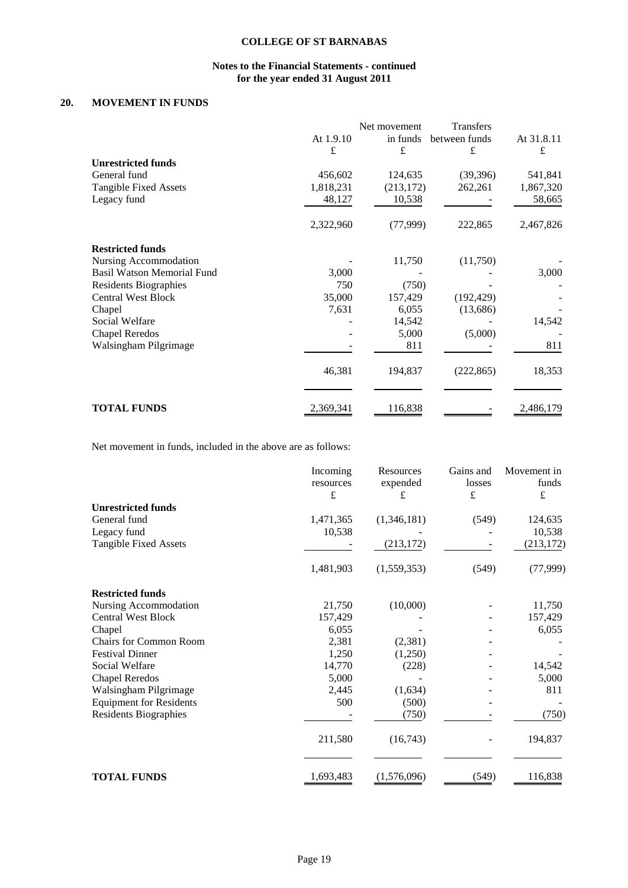## 20. MOVEMENT IN FUNDS

| | At 1.9.10 | Net movement in funds | Transfers between funds | At 31.8.11 |
|---|---|---|---|---|
| | £ | £ | £ | £ |
| **Unrestricted funds** | | | | |
| General fund | 456,602 | 124,635 | (39,396) | 541,841 |
| Tangible Fixed Assets | 1,818,231 | (213,172) | 262,261 | 1,867,320 |
| Legacy fund | 48,127 | 10,538 | - | 58,665 |
| | 2,322,960 | (77,999) | 222,865 | 2,467,826 |
| **Restricted funds** | | | | |
| Nursing Accommodation | - | 11,750 | (11,750) | - |
| Basil Watson Memorial Fund | 3,000 | - | - | 3,000 |
| Residents Biographies | 750 | (750) | - | - |
| Central West Block | 35,000 | 157,429 | (192,429) | - |
| Chapel | 7,631 | 6,055 | (13,686) | - |
| Social Welfare | - | 14,542 | - | 14,542 |
| Chapel Reredos | - | 5,000 | (5,000) | - |
| Walsingham Pilgrimage | - | 811 | - | 811 |
| | 46,381 | 194,837 | (222,865) | 18,353 |
| **TOTAL FUNDS** | 2,369,341 | 116,838 | - | 2,486,179 |

Net movement in funds, included in the above are as follows:

| | Incoming resources | Resources expended | Gains and losses | Movement in funds |
|---|---|---|---|---|
| | £ | £ | £ | £ |
| **Unrestricted funds** | | | | |
| General fund | 1,471,365 | (1,346,181) | (549) | 124,635 |
| Legacy fund | 10,538 | - | - | 10,538 |
| Tangible Fixed Assets | - | (213,172) | - | (213,172) |
| | 1,481,903 | (1,559,353) | (549) | (77,999) |
| **Restricted funds** | | | | |
| Nursing Accommodation | 21,750 | (10,000) | - | 11,750 |
| Central West Block | 157,429 | - | - | 157,429 |
| Chapel | 6,055 | - | - | 6,055 |
| Chairs for Common Room | 2,381 | (2,381) | - | - |
| Festival Dinner | 1,250 | (1,250) | - | - |
| Social Welfare | 14,770 | (228) | - | 14,542 |
| Chapel Reredos | 5,000 | - | - | 5,000 |
| Walsingham Pilgrimage | 2,445 | (1,634) | - | 811 |
| Equipment for Residents | 500 | (500) | - | - |
| Residents Biographies | - | (750) | - | (750) |
| | 211,580 | (16,743) | - | 194,837 |
| **TOTAL FUNDS** | 1,693,483 | (1,576,096) | (549) | 116,838 |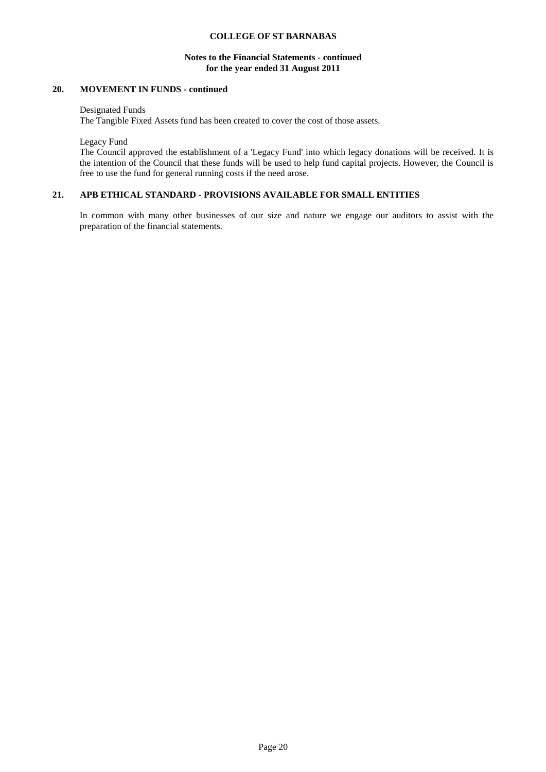## 20. MOVEMENT IN FUNDS - continued

Designated Funds
The Tangible Fixed Assets fund has been created to cover the cost of those assets.

Legacy Fund
The Council approved the establishment of a 'Legacy Fund' into which legacy donations will be received. It is the intention of the Council that these funds will be used to help fund capital projects. However, the Council is free to use the fund for general running costs if the need arose.

## 21. APB ETHICAL STANDARD - PROVISIONS AVAILABLE FOR SMALL ENTITIES

In common with many other businesses of our size and nature we engage our auditors to assist with the preparation of the financial statements.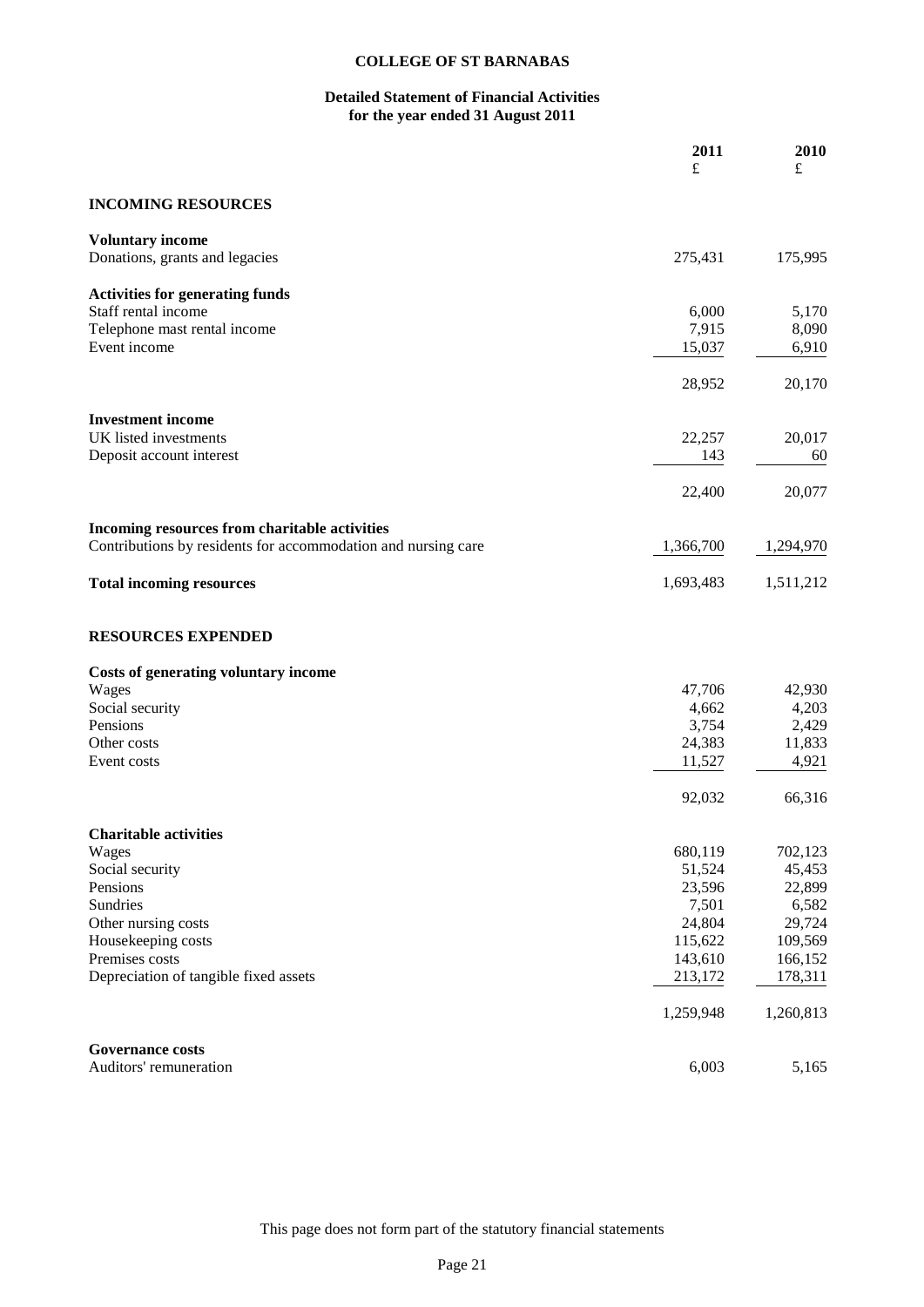# COLLEGE OF ST BARNABAS

## Detailed Statement of Financial Activities
## for the year ended 31 August 2011

| | 2011<br>£ | 2010<br>£ |
|---|---|---|
| **INCOMING RESOURCES** | | |
| **Voluntary income** | | |
| Donations, grants and legacies | 275,431 | 175,995 |
| **Activities for generating funds** | | |
| Staff rental income | 6,000 | 5,170 |
| Telephone mast rental income | 7,915 | 8,090 |
| Event income | 15,037 | 6,910 |
| | 28,952 | 20,170 |
| **Investment income** | | |
| UK listed investments | 22,257 | 20,017 |
| Deposit account interest | 143 | 60 |
| | 22,400 | 20,077 |
| **Incoming resources from charitable activities** | | |
| Contributions by residents for accommodation and nursing care | 1,366,700 | 1,294,970 |
| **Total incoming resources** | 1,693,483 | 1,511,212 |
| **RESOURCES EXPENDED** | | |
| **Costs of generating voluntary income** | | |
| Wages | 47,706 | 42,930 |
| Social security | 4,662 | 4,203 |
| Pensions | 3,754 | 2,429 |
| Other costs | 24,383 | 11,833 |
| Event costs | 11,527 | 4,921 |
| | 92,032 | 66,316 |
| **Charitable activities** | | |
| Wages | 680,119 | 702,123 |
| Social security | 51,524 | 45,453 |
| Pensions | 23,596 | 22,899 |
| Sundries | 7,501 | 6,582 |
| Other nursing costs | 24,804 | 29,724 |
| Housekeeping costs | 115,622 | 109,569 |
| Premises costs | 143,610 | 166,152 |
| Depreciation of tangible fixed assets | 213,172 | 178,311 |
| | 1,259,948 | 1,260,813 |
| **Governance costs** | | |
| Auditors' remuneration | 6,003 | 5,165 |

This page does not form part of the statutory financial statements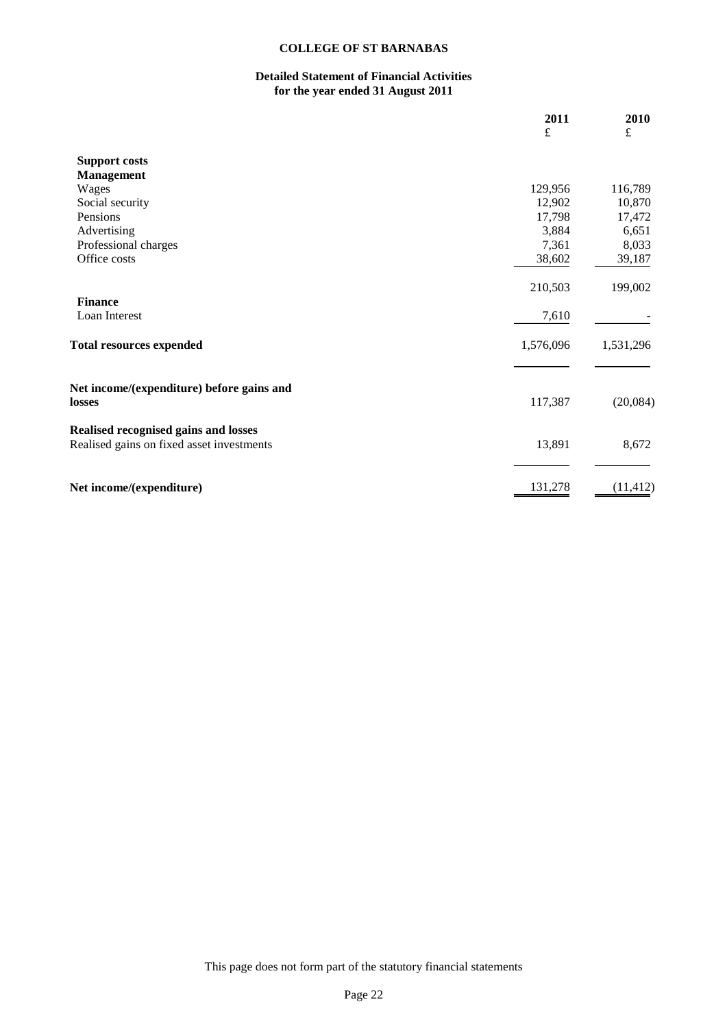# COLLEGE OF ST BARNABAS

## Detailed Statement of Financial Activities for the year ended 31 August 2011

| | 2011 £ | 2010 £ |
|---|---|---|
| **Support costs** | | |
| **Management** | | |
| Wages | 129,956 | 116,789 |
| Social security | 12,902 | 10,870 |
| Pensions | 17,798 | 17,472 |
| Advertising | 3,884 | 6,651 |
| Professional charges | 7,361 | 8,033 |
| Office costs | 38,602 | 39,187 |
| | 210,503 | 199,002 |
| **Finance** | | |
| Loan Interest | 7,610 | - |
| **Total resources expended** | 1,576,096 | 1,531,296 |
| **Net income/(expenditure) before gains and losses** | 117,387 | (20,084) |
| **Realised recognised gains and losses** | | |
| Realised gains on fixed asset investments | 13,891 | 8,672 |
| **Net income/(expenditure)** | 131,278 | (11,412) |

This page does not form part of the statutory financial statements